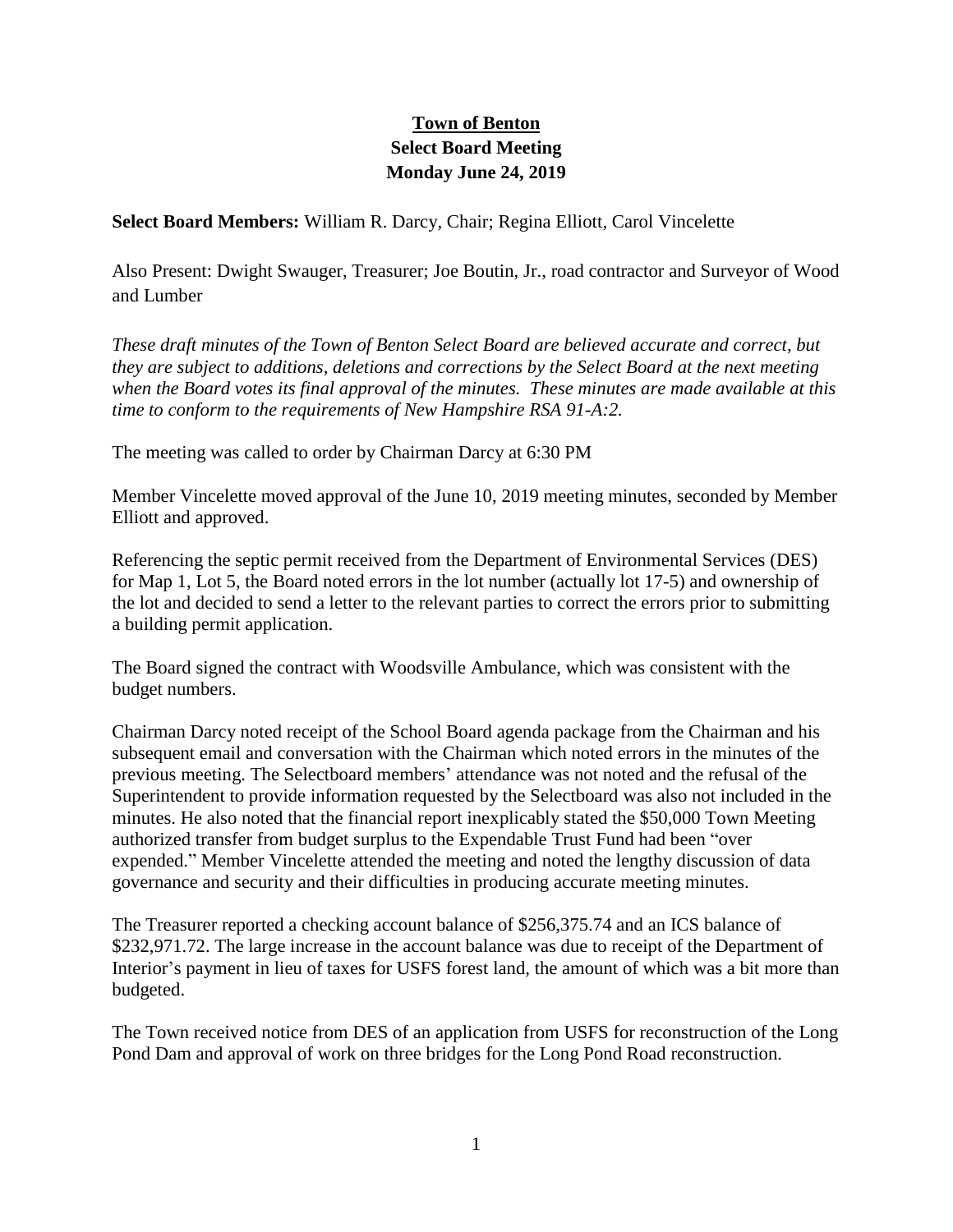# Town of Benton
## Select Board Meeting
## Monday June 24, 2019

**Select Board Members:** William R. Darcy, Chair; Regina Elliott, Carol Vincelette

Also Present: Dwight Swauger, Treasurer; Joe Boutin, Jr., road contractor and Surveyor of Wood and Lumber

*These draft minutes of the Town of Benton Select Board are believed accurate and correct, but they are subject to additions, deletions and corrections by the Select Board at the next meeting when the Board votes its final approval of the minutes. These minutes are made available at this time to conform to the requirements of New Hampshire RSA 91-A:2.*

The meeting was called to order by Chairman Darcy at 6:30 PM

Member Vincelette moved approval of the June 10, 2019 meeting minutes, seconded by Member Elliott and approved.

Referencing the septic permit received from the Department of Environmental Services (DES) for Map 1, Lot 5, the Board noted errors in the lot number (actually lot 17-5) and ownership of the lot and decided to send a letter to the relevant parties to correct the errors prior to submitting a building permit application.

The Board signed the contract with Woodsville Ambulance, which was consistent with the budget numbers.

Chairman Darcy noted receipt of the School Board agenda package from the Chairman and his subsequent email and conversation with the Chairman which noted errors in the minutes of the previous meeting. The Selectboard members' attendance was not noted and the refusal of the Superintendent to provide information requested by the Selectboard was also not included in the minutes. He also noted that the financial report inexplicably stated the $50,000 Town Meeting authorized transfer from budget surplus to the Expendable Trust Fund had been "over expended." Member Vincelette attended the meeting and noted the lengthy discussion of data governance and security and their difficulties in producing accurate meeting minutes.

The Treasurer reported a checking account balance of $256,375.74 and an ICS balance of $232,971.72. The large increase in the account balance was due to receipt of the Department of Interior's payment in lieu of taxes for USFS forest land, the amount of which was a bit more than budgeted.

The Town received notice from DES of an application from USFS for reconstruction of the Long Pond Dam and approval of work on three bridges for the Long Pond Road reconstruction.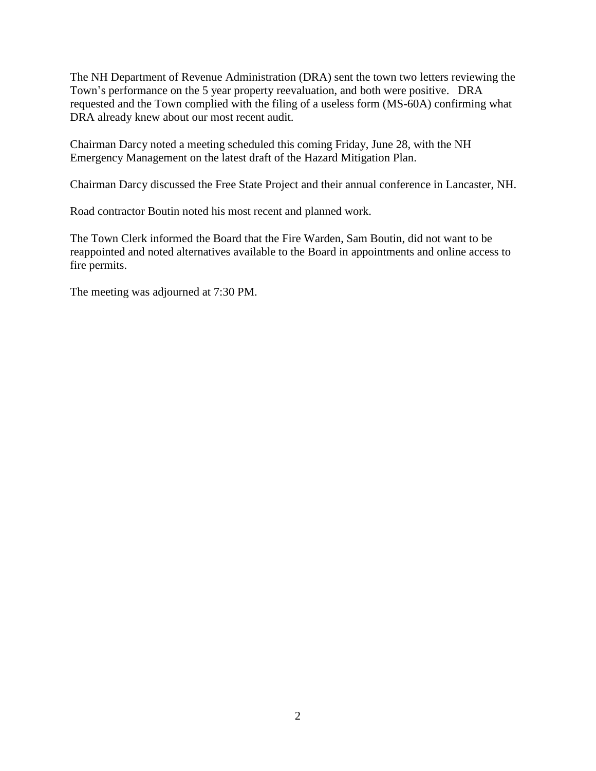The NH Department of Revenue Administration (DRA) sent the town two letters reviewing the Town's performance on the 5 year property reevaluation, and both were positive. DRA requested and the Town complied with the filing of a useless form (MS-60A) confirming what DRA already knew about our most recent audit.

Chairman Darcy noted a meeting scheduled this coming Friday, June 28, with the NH Emergency Management on the latest draft of the Hazard Mitigation Plan.

Chairman Darcy discussed the Free State Project and their annual conference in Lancaster, NH.

Road contractor Boutin noted his most recent and planned work.

The Town Clerk informed the Board that the Fire Warden, Sam Boutin, did not want to be reappointed and noted alternatives available to the Board in appointments and online access to fire permits.

The meeting was adjourned at 7:30 PM.